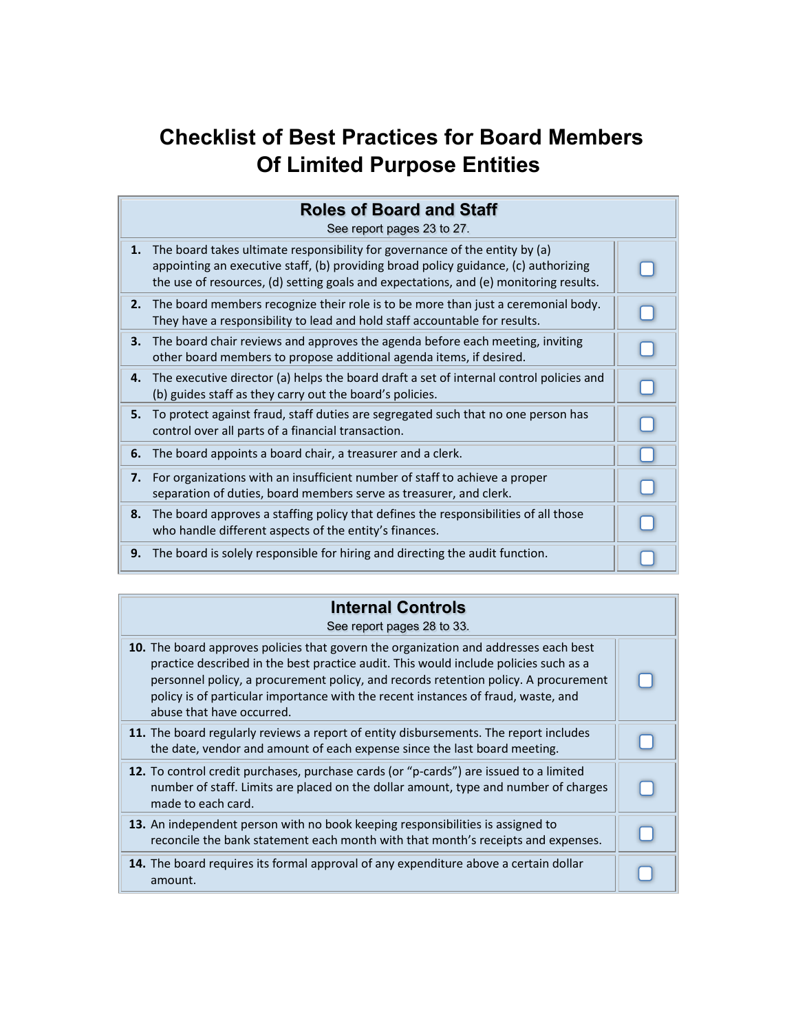# Checklist of Best Practices for Board Members Of Limited Purpose Entities

| Roles of Board and Staff<br>See report pages 23 to 27. | |
|---|---|
| **1.** The board takes ultimate responsibility for governance of the entity by (a) appointing an executive staff, (b) providing broad policy guidance, (c) authorizing the use of resources, (d) setting goals and expectations, and (e) monitoring results. | ☐ |
| **2.** The board members recognize their role is to be more than just a ceremonial body. They have a responsibility to lead and hold staff accountable for results. | ☐ |
| **3.** The board chair reviews and approves the agenda before each meeting, inviting other board members to propose additional agenda items, if desired. | ☐ |
| **4.** The executive director (a) helps the board draft a set of internal control policies and (b) guides staff as they carry out the board's policies. | ☐ |
| **5.** To protect against fraud, staff duties are segregated such that no one person has control over all parts of a financial transaction. | ☐ |
| **6.** The board appoints a board chair, a treasurer and a clerk. | ☐ |
| **7.** For organizations with an insufficient number of staff to achieve a proper separation of duties, board members serve as treasurer, and clerk. | ☐ |
| **8.** The board approves a staffing policy that defines the responsibilities of all those who handle different aspects of the entity's finances. | ☐ |
| **9.** The board is solely responsible for hiring and directing the audit function. | ☐ |

| Internal Controls<br>See report pages 28 to 33. | |
|---|---|
| **10.** The board approves policies that govern the organization and addresses each best practice described in the best practice audit. This would include policies such as a personnel policy, a procurement policy, and records retention policy. A procurement policy is of particular importance with the recent instances of fraud, waste, and abuse that have occurred. | ☐ |
| **11.** The board regularly reviews a report of entity disbursements. The report includes the date, vendor and amount of each expense since the last board meeting. | ☐ |
| **12.** To control credit purchases, purchase cards (or "p-cards") are issued to a limited number of staff. Limits are placed on the dollar amount, type and number of charges made to each card. | ☐ |
| **13.** An independent person with no book keeping responsibilities is assigned to reconcile the bank statement each month with that month's receipts and expenses. | ☐ |
| **14.** The board requires its formal approval of any expenditure above a certain dollar amount. | ☐ |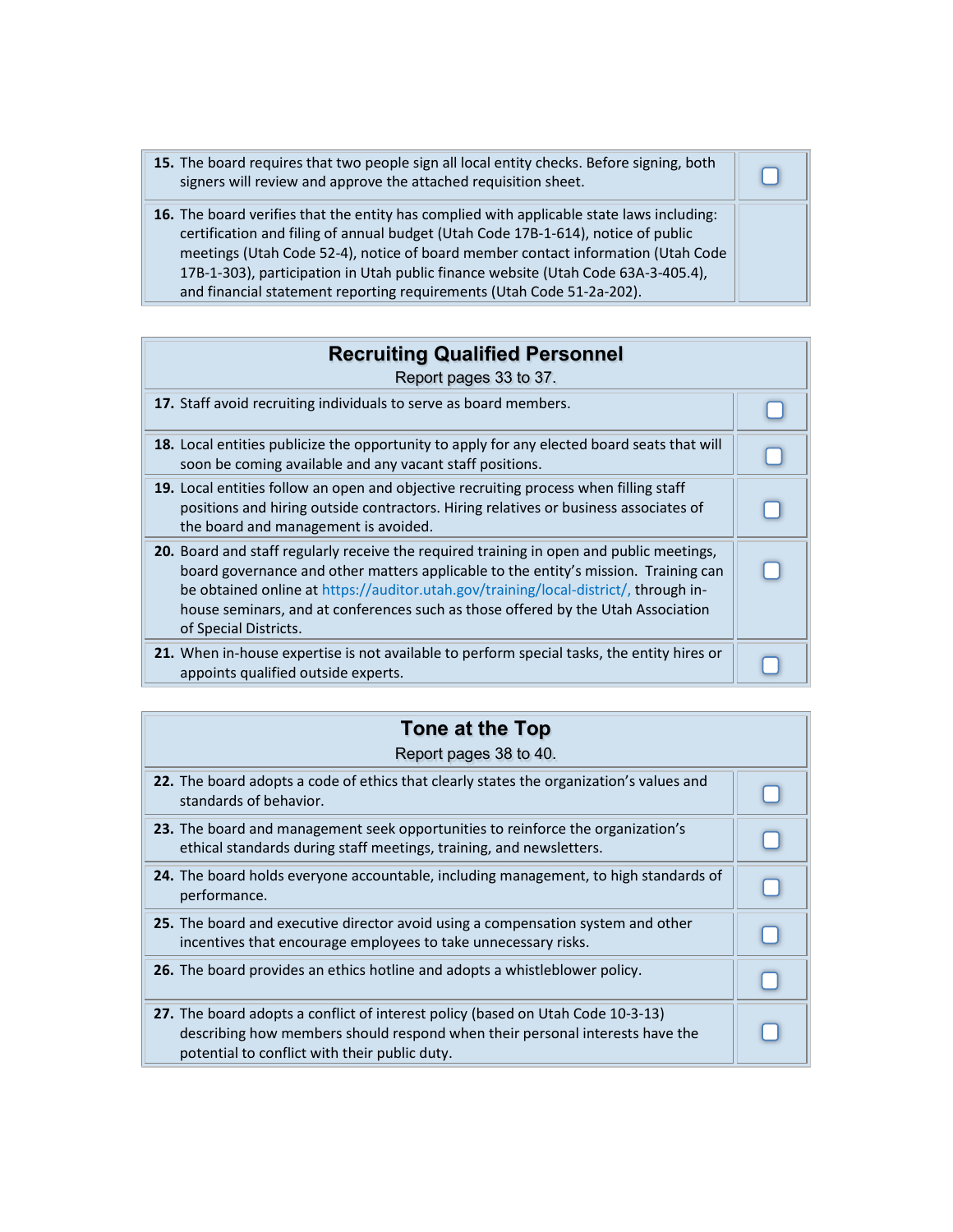| | |
|---|---|
| **15.** The board requires that two people sign all local entity checks. Before signing, both signers will review and approve the attached requisition sheet. | ☐ |
| **16.** The board verifies that the entity has complied with applicable state laws including: certification and filing of annual budget (Utah Code 17B-1-614), notice of public meetings (Utah Code 52-4), notice of board member contact information (Utah Code 17B-1-303), participation in Utah public finance website (Utah Code 63A-3-405.4), and financial statement reporting requirements (Utah Code 51-2a-202). | |

## Recruiting Qualified Personnel

Report pages 33 to 37.

| | |
|---|---|
| **17.** Staff avoid recruiting individuals to serve as board members. | ☐ |
| **18.** Local entities publicize the opportunity to apply for any elected board seats that will soon be coming available and any vacant staff positions. | ☐ |
| **19.** Local entities follow an open and objective recruiting process when filling staff positions and hiring outside contractors. Hiring relatives or business associates of the board and management is avoided. | ☐ |
| **20.** Board and staff regularly receive the required training in open and public meetings, board governance and other matters applicable to the entity's mission. Training can be obtained online at https://auditor.utah.gov/training/local-district/, through in-house seminars, and at conferences such as those offered by the Utah Association of Special Districts. | ☐ |
| **21.** When in-house expertise is not available to perform special tasks, the entity hires or appoints qualified outside experts. | ☐ |

## Tone at the Top

Report pages 38 to 40.

| | |
|---|---|
| **22.** The board adopts a code of ethics that clearly states the organization's values and standards of behavior. | ☐ |
| **23.** The board and management seek opportunities to reinforce the organization's ethical standards during staff meetings, training, and newsletters. | ☐ |
| **24.** The board holds everyone accountable, including management, to high standards of performance. | ☐ |
| **25.** The board and executive director avoid using a compensation system and other incentives that encourage employees to take unnecessary risks. | ☐ |
| **26.** The board provides an ethics hotline and adopts a whistleblower policy. | ☐ |
| **27.** The board adopts a conflict of interest policy (based on Utah Code 10-3-13) describing how members should respond when their personal interests have the potential to conflict with their public duty. | ☐ |